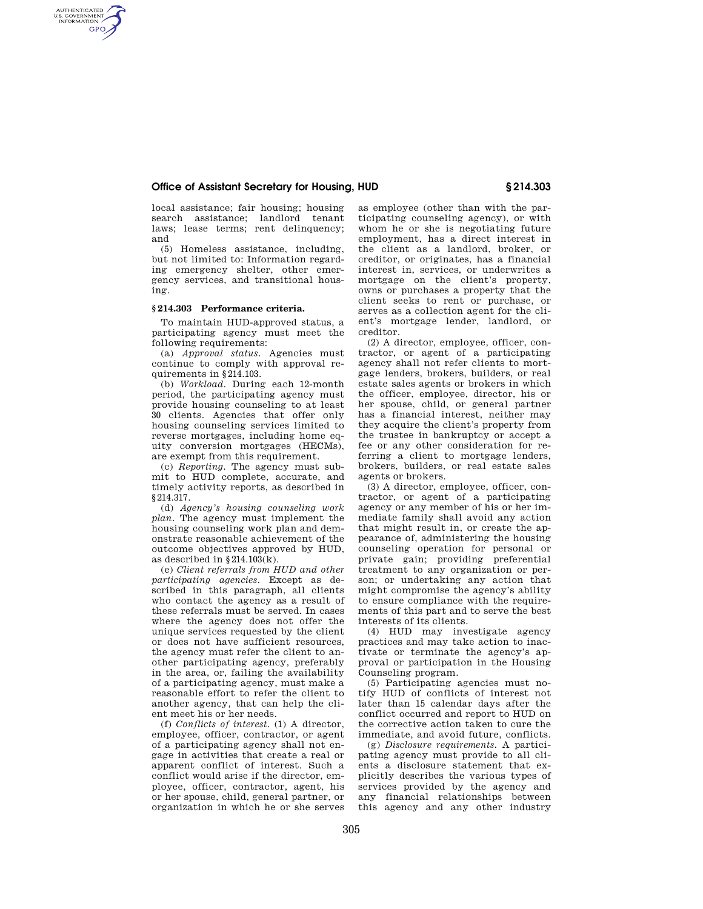local assistance; fair housing; housing search assistance; landlord tenant laws; lease terms; rent delinquency; and

(5) Homeless assistance, including, but not limited to: Information regarding emergency shelter, other emergency services, and transitional housing.

### § 214.303 Performance criteria.

To maintain HUD-approved status, a participating agency must meet the following requirements:

(a) *Approval status.* Agencies must continue to comply with approval requirements in § 214.103.

(b) *Workload.* During each 12-month period, the participating agency must provide housing counseling to at least 30 clients. Agencies that offer only housing counseling services limited to reverse mortgages, including home equity conversion mortgages (HECMs), are exempt from this requirement.

(c) *Reporting.* The agency must submit to HUD complete, accurate, and timely activity reports, as described in § 214.317.

(d) *Agency's housing counseling work plan.* The agency must implement the housing counseling work plan and demonstrate reasonable achievement of the outcome objectives approved by HUD, as described in § 214.103(k).

(e) *Client referrals from HUD and other participating agencies.* Except as described in this paragraph, all clients who contact the agency as a result of these referrals must be served. In cases where the agency does not offer the unique services requested by the client or does not have sufficient resources, the agency must refer the client to another participating agency, preferably in the area, or, failing the availability of a participating agency, must make a reasonable effort to refer the client to another agency, that can help the client meet his or her needs.

(f) *Conflicts of interest.* (1) A director, employee, officer, contractor, or agent of a participating agency shall not engage in activities that create a real or apparent conflict of interest. Such a conflict would arise if the director, employee, officer, contractor, agent, his or her spouse, child, general partner, or organization in which he or she serves as employee (other than with the participating counseling agency), or with whom he or she is negotiating future employment, has a direct interest in the client as a landlord, broker, or creditor, or originates, has a financial interest in, services, or underwrites a mortgage on the client's property, owns or purchases a property that the client seeks to rent or purchase, or serves as a collection agent for the client's mortgage lender, landlord, or creditor.

(2) A director, employee, officer, contractor, or agent of a participating agency shall not refer clients to mortgage lenders, brokers, builders, or real estate sales agents or brokers in which the officer, employee, director, his or her spouse, child, or general partner has a financial interest, neither may they acquire the client's property from the trustee in bankruptcy or accept a fee or any other consideration for referring a client to mortgage lenders, brokers, builders, or real estate sales agents or brokers.

(3) A director, employee, officer, contractor, or agent of a participating agency or any member of his or her immediate family shall avoid any action that might result in, or create the appearance of, administering the housing counseling operation for personal or private gain; providing preferential treatment to any organization or person; or undertaking any action that might compromise the agency's ability to ensure compliance with the requirements of this part and to serve the best interests of its clients.

(4) HUD may investigate agency practices and may take action to inactivate or terminate the agency's approval or participation in the Housing Counseling program.

(5) Participating agencies must notify HUD of conflicts of interest not later than 15 calendar days after the conflict occurred and report to HUD on the corrective action taken to cure the immediate, and avoid future, conflicts.

(g) *Disclosure requirements.* A participating agency must provide to all clients a disclosure statement that explicitly describes the various types of services provided by the agency and any financial relationships between this agency and any other industry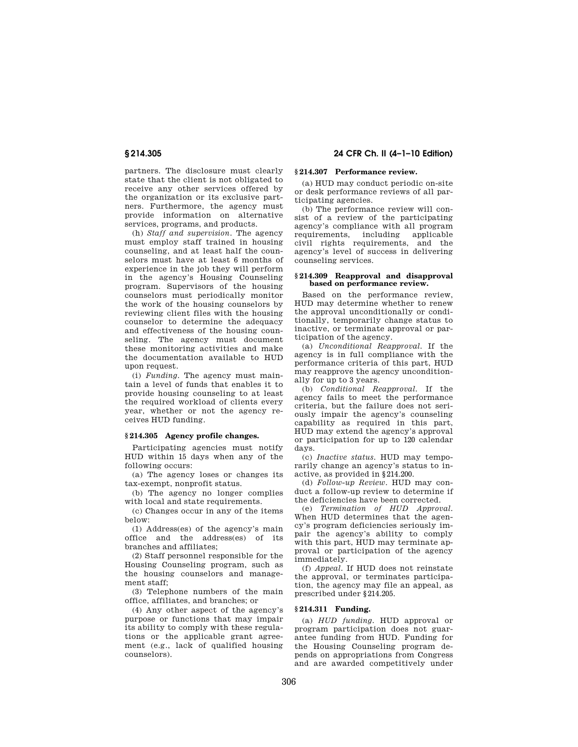partners. The disclosure must clearly state that the client is not obligated to receive any other services offered by the organization or its exclusive partners. Furthermore, the agency must provide information on alternative services, programs, and products.

(h) *Staff and supervision.* The agency must employ staff trained in housing counseling, and at least half the counselors must have at least 6 months of experience in the job they will perform in the agency's Housing Counseling program. Supervisors of the housing counselors must periodically monitor the work of the housing counselors by reviewing client files with the housing counselor to determine the adequacy and effectiveness of the housing counseling. The agency must document these monitoring activities and make the documentation available to HUD upon request.

(i) *Funding.* The agency must maintain a level of funds that enables it to provide housing counseling to at least the required workload of clients every year, whether or not the agency receives HUD funding.

### § 214.305 Agency profile changes.

Participating agencies must notify HUD within 15 days when any of the following occurs:

(a) The agency loses or changes its tax-exempt, nonprofit status.

(b) The agency no longer complies with local and state requirements.

(c) Changes occur in any of the items below:

(1) Address(es) of the agency's main office and the address(es) of its branches and affiliates;

(2) Staff personnel responsible for the Housing Counseling program, such as the housing counselors and management staff;

(3) Telephone numbers of the main office, affiliates, and branches; or

(4) Any other aspect of the agency's purpose or functions that may impair its ability to comply with these regulations or the applicable grant agreement (e.g., lack of qualified housing counselors).

### § 214.307 Performance review.

(a) HUD may conduct periodic on-site or desk performance reviews of all participating agencies.

(b) The performance review will consist of a review of the participating agency's compliance with all program requirements, including applicable civil rights requirements, and the agency's level of success in delivering counseling services.

### § 214.309 Reapproval and disapproval based on performance review.

Based on the performance review, HUD may determine whether to renew the approval unconditionally or conditionally, temporarily change status to inactive, or terminate approval or participation of the agency.

(a) *Unconditional Reapproval.* If the agency is in full compliance with the performance criteria of this part, HUD may reapprove the agency unconditionally for up to 3 years.

(b) *Conditional Reapproval.* If the agency fails to meet the performance criteria, but the failure does not seriously impair the agency's counseling capability as required in this part, HUD may extend the agency's approval or participation for up to 120 calendar days.

(c) *Inactive status.* HUD may temporarily change an agency's status to inactive, as provided in § 214.200.

(d) *Follow-up Review.* HUD may conduct a follow-up review to determine if the deficiencies have been corrected.

(e) *Termination of HUD Approval.* When HUD determines that the agency's program deficiencies seriously impair the agency's ability to comply with this part, HUD may terminate approval or participation of the agency immediately.

(f) *Appeal.* If HUD does not reinstate the approval, or terminates participation, the agency may file an appeal, as prescribed under § 214.205.

### § 214.311 Funding.

(a) *HUD funding.* HUD approval or program participation does not guarantee funding from HUD. Funding for the Housing Counseling program depends on appropriations from Congress and are awarded competitively under